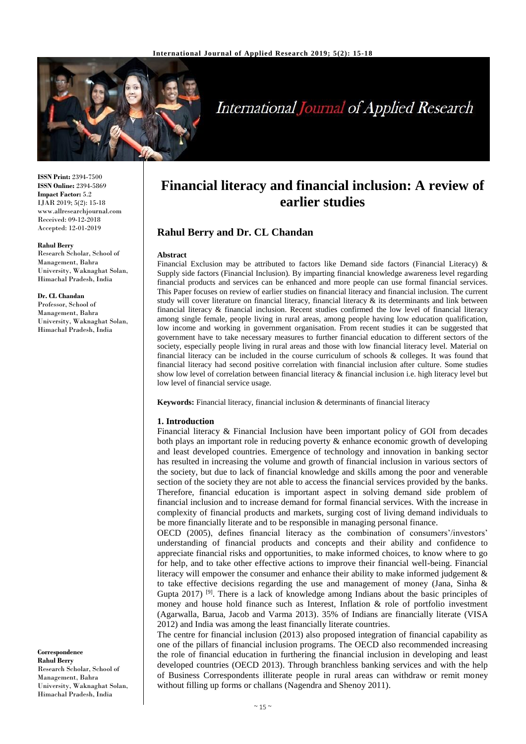# Financial literacy and financial inclusion: A review of earlier studies

## Rahul Berry and Dr. CL Chandan

**ISSN Print:** 2394-7500
**ISSN Online:** 2394-5869
**Impact Factor:** 5.2
IJAR 2019; 5(2): 15-18
www.allresearchjournal.com
Received: 09-12-2018
Accepted: 12-01-2019

**Rahul Berry**
Research Scholar, School of Management, Bahra University, Waknaghat Solan, Himachal Pradesh, India

**Dr. CL Chandan**
Professor, School of Management, Bahra University, Waknaghat Solan, Himachal Pradesh, India

**Correspondence**
**Rahul Berry**
Research Scholar, School of Management, Bahra University, Waknaghat Solan, Himachal Pradesh, India

**Abstract**

Financial Exclusion may be attributed to factors like Demand side factors (Financial Literacy) & Supply side factors (Financial Inclusion). By imparting financial knowledge awareness level regarding financial products and services can be enhanced and more people can use formal financial services. This Paper focuses on review of earlier studies on financial literacy and financial inclusion. The current study will cover literature on financial literacy, financial literacy & its determinants and link between financial literacy & financial inclusion. Recent studies confirmed the low level of financial literacy among single female, people living in rural areas, among people having low education qualification, low income and working in government organisation. From recent studies it can be suggested that government have to take necessary measures to further financial education to different sectors of the society, especially people living in rural areas and those with low financial literacy level. Material on financial literacy can be included in the course curriculum of schools & colleges. It was found that financial literacy had second positive correlation with financial inclusion after culture. Some studies show low level of correlation between financial literacy & financial inclusion i.e. high literacy level but low level of financial service usage.

**Keywords:** Financial literacy, financial inclusion & determinants of financial literacy

### 1. Introduction

Financial literacy & Financial Inclusion have been important policy of GOI from decades both plays an important role in reducing poverty & enhance economic growth of developing and least developed countries. Emergence of technology and innovation in banking sector has resulted in increasing the volume and growth of financial inclusion in various sectors of the society, but due to lack of financial knowledge and skills among the poor and venerable section of the society they are not able to access the financial services provided by the banks. Therefore, financial education is important aspect in solving demand side problem of financial inclusion and to increase demand for formal financial services. With the increase in complexity of financial products and markets, surging cost of living demand individuals to be more financially literate and to be responsible in managing personal finance.

OECD (2005), defines financial literacy as the combination of consumers'/investors' understanding of financial products and concepts and their ability and confidence to appreciate financial risks and opportunities, to make informed choices, to know where to go for help, and to take other effective actions to improve their financial well-being. Financial literacy will empower the consumer and enhance their ability to make informed judgement & to take effective decisions regarding the use and management of money (Jana, Sinha & Gupta 2017) [9]. There is a lack of knowledge among Indians about the basic principles of money and house hold finance such as Interest, Inflation & role of portfolio investment (Agarwalla, Barua, Jacob and Varma 2013). 35% of Indians are financially literate (VISA 2012) and India was among the least financially literate countries.

The centre for financial inclusion (2013) also proposed integration of financial capability as one of the pillars of financial inclusion programs. The OECD also recommended increasing the role of financial education in furthering the financial inclusion in developing and least developed countries (OECD 2013). Through branchless banking services and with the help of Business Correspondents illiterate people in rural areas can withdraw or remit money without filling up forms or challans (Nagendra and Shenoy 2011).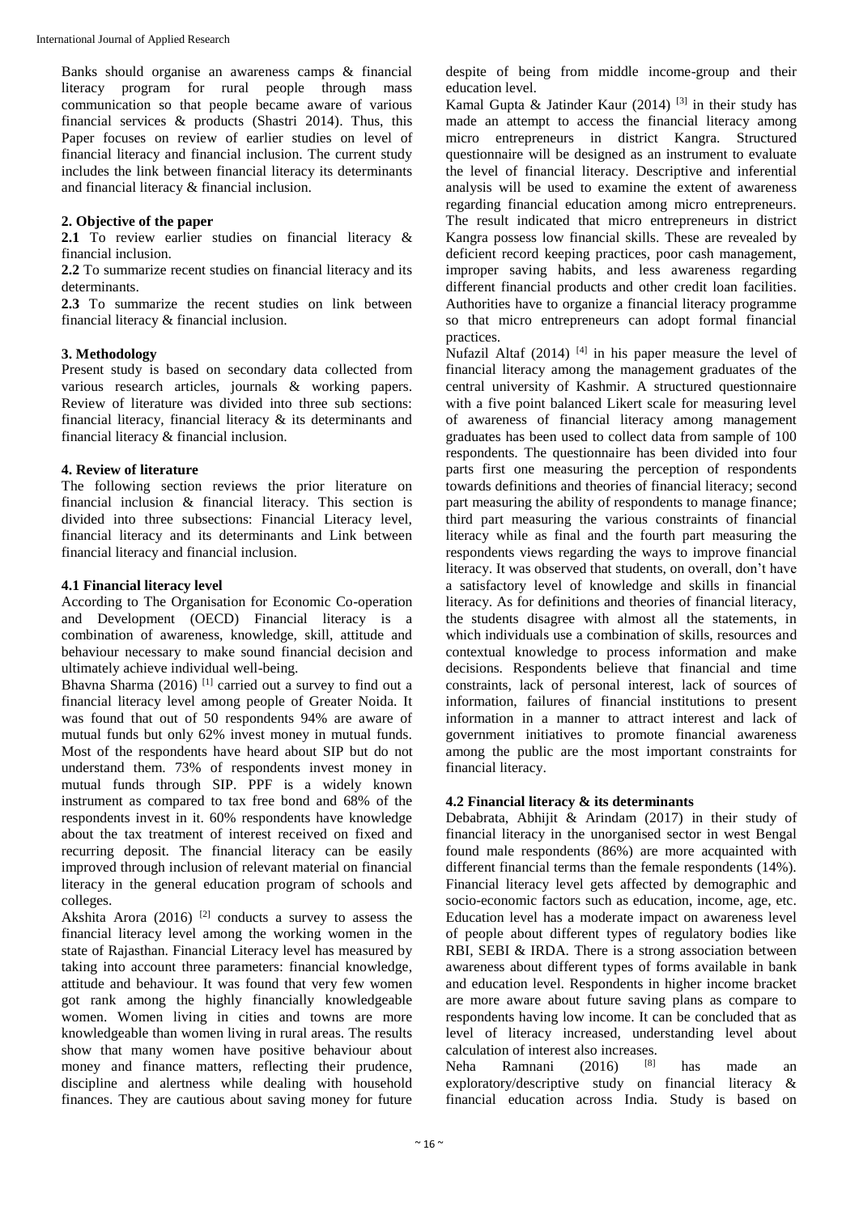Banks should organise an awareness camps & financial literacy program for rural people through mass communication so that people became aware of various financial services & products (Shastri 2014). Thus, this Paper focuses on review of earlier studies on level of financial literacy and financial inclusion. The current study includes the link between financial literacy its determinants and financial literacy & financial inclusion.

## 2. Objective of the paper

**2.1** To review earlier studies on financial literacy & financial inclusion.

**2.2** To summarize recent studies on financial literacy and its determinants.

**2.3** To summarize the recent studies on link between financial literacy & financial inclusion.

## 3. Methodology

Present study is based on secondary data collected from various research articles, journals & working papers. Review of literature was divided into three sub sections: financial literacy, financial literacy & its determinants and financial literacy & financial inclusion.

## 4. Review of literature

The following section reviews the prior literature on financial inclusion & financial literacy. This section is divided into three subsections: Financial Literacy level, financial literacy and its determinants and Link between financial literacy and financial inclusion.

### 4.1 Financial literacy level

According to The Organisation for Economic Co-operation and Development (OECD) Financial literacy is a combination of awareness, knowledge, skill, attitude and behaviour necessary to make sound financial decision and ultimately achieve individual well-being.

Bhavna Sharma (2016) [1] carried out a survey to find out a financial literacy level among people of Greater Noida. It was found that out of 50 respondents 94% are aware of mutual funds but only 62% invest money in mutual funds. Most of the respondents have heard about SIP but do not understand them. 73% of respondents invest money in mutual funds through SIP. PPF is a widely known instrument as compared to tax free bond and 68% of the respondents invest in it. 60% respondents have knowledge about the tax treatment of interest received on fixed and recurring deposit. The financial literacy can be easily improved through inclusion of relevant material on financial literacy in the general education program of schools and colleges.

Akshita Arora (2016) [2] conducts a survey to assess the financial literacy level among the working women in the state of Rajasthan. Financial Literacy level has measured by taking into account three parameters: financial knowledge, attitude and behaviour. It was found that very few women got rank among the highly financially knowledgeable women. Women living in cities and towns are more knowledgeable than women living in rural areas. The results show that many women have positive behaviour about money and finance matters, reflecting their prudence, discipline and alertness while dealing with household finances. They are cautious about saving money for future despite of being from middle income-group and their education level.

Kamal Gupta & Jatinder Kaur (2014) [3] in their study has made an attempt to access the financial literacy among micro entrepreneurs in district Kangra. Structured questionnaire will be designed as an instrument to evaluate the level of financial literacy. Descriptive and inferential analysis will be used to examine the extent of awareness regarding financial education among micro entrepreneurs. The result indicated that micro entrepreneurs in district Kangra possess low financial skills. These are revealed by deficient record keeping practices, poor cash management, improper saving habits, and less awareness regarding different financial products and other credit loan facilities. Authorities have to organize a financial literacy programme so that micro entrepreneurs can adopt formal financial practices.

Nufazil Altaf (2014) [4] in his paper measure the level of financial literacy among the management graduates of the central university of Kashmir. A structured questionnaire with a five point balanced Likert scale for measuring level of awareness of financial literacy among management graduates has been used to collect data from sample of 100 respondents. The questionnaire has been divided into four parts first one measuring the perception of respondents towards definitions and theories of financial literacy; second part measuring the ability of respondents to manage finance; third part measuring the various constraints of financial literacy while as final and the fourth part measuring the respondents views regarding the ways to improve financial literacy. It was observed that students, on overall, don't have a satisfactory level of knowledge and skills in financial literacy. As for definitions and theories of financial literacy, the students disagree with almost all the statements, in which individuals use a combination of skills, resources and contextual knowledge to process information and make decisions. Respondents believe that financial and time constraints, lack of personal interest, lack of sources of information, failures of financial institutions to present information in a manner to attract interest and lack of government initiatives to promote financial awareness among the public are the most important constraints for financial literacy.

### 4.2 Financial literacy & its determinants

Debabrata, Abhijit & Arindam (2017) in their study of financial literacy in the unorganised sector in west Bengal found male respondents (86%) are more acquainted with different financial terms than the female respondents (14%). Financial literacy level gets affected by demographic and socio-economic factors such as education, income, age, etc. Education level has a moderate impact on awareness level of people about different types of regulatory bodies like RBI, SEBI & IRDA. There is a strong association between awareness about different types of forms available in bank and education level. Respondents in higher income bracket are more aware about future saving plans as compare to respondents having low income. It can be concluded that as level of literacy increased, understanding level about calculation of interest also increases.

Neha Ramnani (2016) [8] has made an exploratory/descriptive study on financial literacy & financial education across India. Study is based on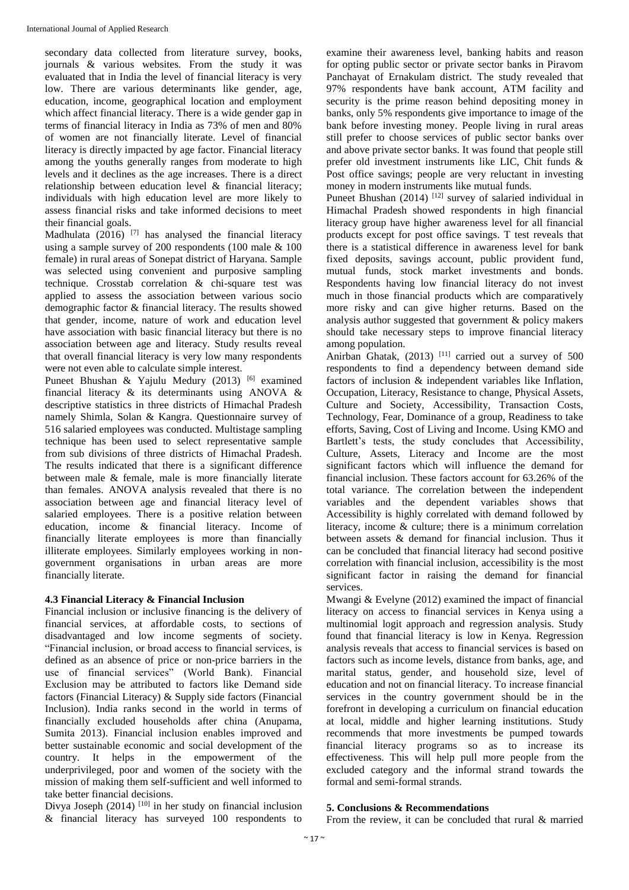secondary data collected from literature survey, books, journals & various websites. From the study it was evaluated that in India the level of financial literacy is very low. There are various determinants like gender, age, education, income, geographical location and employment which affect financial literacy. There is a wide gender gap in terms of financial literacy in India as 73% of men and 80% of women are not financially literate. Level of financial literacy is directly impacted by age factor. Financial literacy among the youths generally ranges from moderate to high levels and it declines as the age increases. There is a direct relationship between education level & financial literacy; individuals with high education level are more likely to assess financial risks and take informed decisions to meet their financial goals.

Madhulata (2016) [7] has analysed the financial literacy using a sample survey of 200 respondents (100 male & 100 female) in rural areas of Sonepat district of Haryana. Sample was selected using convenient and purposive sampling technique. Crosstab correlation & chi-square test was applied to assess the association between various socio demographic factor & financial literacy. The results showed that gender, income, nature of work and education level have association with basic financial literacy but there is no association between age and literacy. Study results reveal that overall financial literacy is very low many respondents were not even able to calculate simple interest.

Puneet Bhushan & Yajulu Medury (2013) [6] examined financial literacy & its determinants using ANOVA & descriptive statistics in three districts of Himachal Pradesh namely Shimla, Solan & Kangra. Questionnaire survey of 516 salaried employees was conducted. Multistage sampling technique has been used to select representative sample from sub divisions of three districts of Himachal Pradesh. The results indicated that there is a significant difference between male & female, male is more financially literate than females. ANOVA analysis revealed that there is no association between age and financial literacy level of salaried employees. There is a positive relation between education, income & financial literacy. Income of financially literate employees is more than financially illiterate employees. Similarly employees working in non-government organisations in urban areas are more financially literate.

### 4.3 Financial Literacy & Financial Inclusion

Financial inclusion or inclusive financing is the delivery of financial services, at affordable costs, to sections of disadvantaged and low income segments of society. "Financial inclusion, or broad access to financial services, is defined as an absence of price or non-price barriers in the use of financial services" (World Bank). Financial Exclusion may be attributed to factors like Demand side factors (Financial Literacy) & Supply side factors (Financial Inclusion). India ranks second in the world in terms of financially excluded households after china (Anupama, Sumita 2013). Financial inclusion enables improved and better sustainable economic and social development of the country. It helps in the empowerment of the underprivileged, poor and women of the society with the mission of making them self-sufficient and well informed to take better financial decisions.

Divya Joseph (2014) [10] in her study on financial inclusion & financial literacy has surveyed 100 respondents to examine their awareness level, banking habits and reason for opting public sector or private sector banks in Piravom Panchayat of Ernakulam district. The study revealed that 97% respondents have bank account, ATM facility and security is the prime reason behind depositing money in banks, only 5% respondents give importance to image of the bank before investing money. People living in rural areas still prefer to choose services of public sector banks over and above private sector banks. It was found that people still prefer old investment instruments like LIC, Chit funds & Post office savings; people are very reluctant in investing money in modern instruments like mutual funds.

Puneet Bhushan (2014) [12] survey of salaried individual in Himachal Pradesh showed respondents in high financial literacy group have higher awareness level for all financial products except for post office savings. T test reveals that there is a statistical difference in awareness level for bank fixed deposits, savings account, public provident fund, mutual funds, stock market investments and bonds. Respondents having low financial literacy do not invest much in those financial products which are comparatively more risky and can give higher returns. Based on the analysis author suggested that government & policy makers should take necessary steps to improve financial literacy among population.

Anirban Ghatak, (2013) [11] carried out a survey of 500 respondents to find a dependency between demand side factors of inclusion & independent variables like Inflation, Occupation, Literacy, Resistance to change, Physical Assets, Culture and Society, Accessibility, Transaction Costs, Technology, Fear, Dominance of a group, Readiness to take efforts, Saving, Cost of Living and Income. Using KMO and Bartlett's tests, the study concludes that Accessibility, Culture, Assets, Literacy and Income are the most significant factors which will influence the demand for financial inclusion. These factors account for 63.26% of the total variance. The correlation between the independent variables and the dependent variables shows that Accessibility is highly correlated with demand followed by literacy, income & culture; there is a minimum correlation between assets & demand for financial inclusion. Thus it can be concluded that financial literacy had second positive correlation with financial inclusion, accessibility is the most significant factor in raising the demand for financial services.

Mwangi & Evelyne (2012) examined the impact of financial literacy on access to financial services in Kenya using a multinomial logit approach and regression analysis. Study found that financial literacy is low in Kenya. Regression analysis reveals that access to financial services is based on factors such as income levels, distance from banks, age, and marital status, gender, and household size, level of education and not on financial literacy. To increase financial services in the country government should be in the forefront in developing a curriculum on financial education at local, middle and higher learning institutions. Study recommends that more investments be pumped towards financial literacy programs so as to increase its effectiveness. This will help pull more people from the excluded category and the informal strand towards the formal and semi-formal strands.

## 5. Conclusions & Recommendations

From the review, it can be concluded that rural & married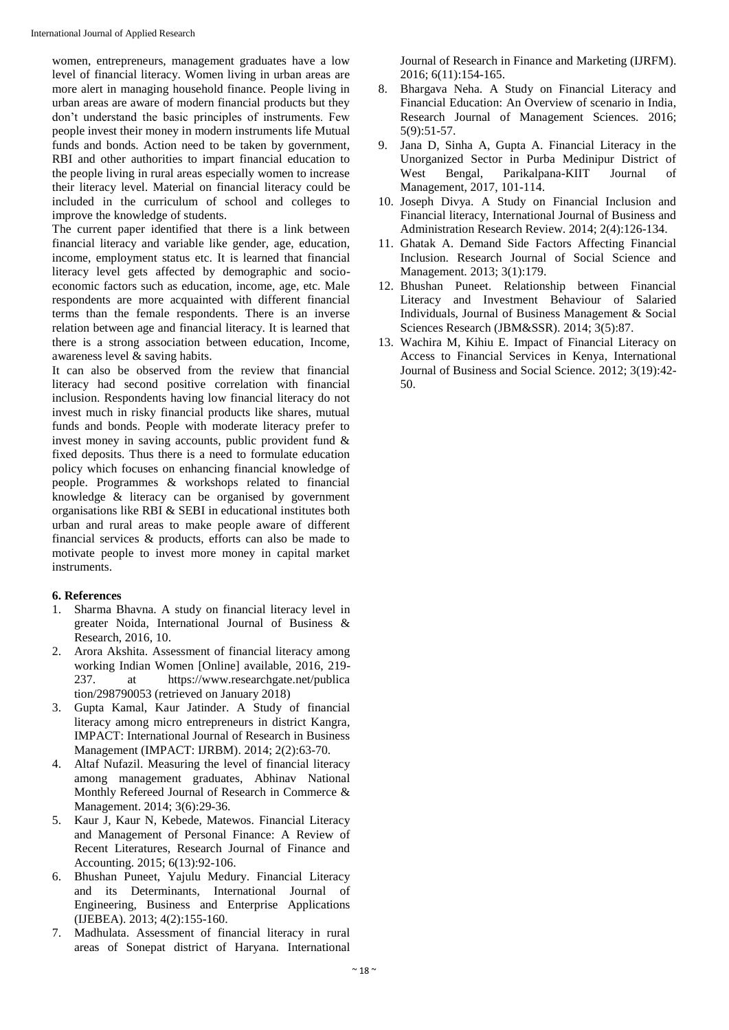women, entrepreneurs, management graduates have a low level of financial literacy. Women living in urban areas are more alert in managing household finance. People living in urban areas are aware of modern financial products but they don't understand the basic principles of instruments. Few people invest their money in modern instruments life Mutual funds and bonds. Action need to be taken by government, RBI and other authorities to impart financial education to the people living in rural areas especially women to increase their literacy level. Material on financial literacy could be included in the curriculum of school and colleges to improve the knowledge of students.

The current paper identified that there is a link between financial literacy and variable like gender, age, education, income, employment status etc. It is learned that financial literacy level gets affected by demographic and socio-economic factors such as education, income, age, etc. Male respondents are more acquainted with different financial terms than the female respondents. There is an inverse relation between age and financial literacy. It is learned that there is a strong association between education, Income, awareness level & saving habits.

It can also be observed from the review that financial literacy had second positive correlation with financial inclusion. Respondents having low financial literacy do not invest much in risky financial products like shares, mutual funds and bonds. People with moderate literacy prefer to invest money in saving accounts, public provident fund & fixed deposits. Thus there is a need to formulate education policy which focuses on enhancing financial knowledge of people. Programmes & workshops related to financial knowledge & literacy can be organised by government organisations like RBI & SEBI in educational institutes both urban and rural areas to make people aware of different financial services & products, efforts can also be made to motivate people to invest more money in capital market instruments.

## 6. References

1. Sharma Bhavna. A study on financial literacy level in greater Noida, International Journal of Business & Research, 2016, 10.
2. Arora Akshita. Assessment of financial literacy among working Indian Women [Online] available, 2016, 219-237. at https://www.researchgate.net/publication/298790053 (retrieved on January 2018)
3. Gupta Kamal, Kaur Jatinder. A Study of financial literacy among micro entrepreneurs in district Kangra, IMPACT: International Journal of Research in Business Management (IMPACT: IJRBM). 2014; 2(2):63-70.
4. Altaf Nufazil. Measuring the level of financial literacy among management graduates, Abhinav National Monthly Refereed Journal of Research in Commerce & Management. 2014; 3(6):29-36.
5. Kaur J, Kaur N, Kebede, Matewos. Financial Literacy and Management of Personal Finance: A Review of Recent Literatures, Research Journal of Finance and Accounting. 2015; 6(13):92-106.
6. Bhushan Puneet, Yajulu Medury. Financial Literacy and its Determinants, International Journal of Engineering, Business and Enterprise Applications (IJEBEA). 2013; 4(2):155-160.
7. Madhulata. Assessment of financial literacy in rural areas of Sonepat district of Haryana. International Journal of Research in Finance and Marketing (IJRFM). 2016; 6(11):154-165.
8. Bhargava Neha. A Study on Financial Literacy and Financial Education: An Overview of scenario in India, Research Journal of Management Sciences. 2016; 5(9):51-57.
9. Jana D, Sinha A, Gupta A. Financial Literacy in the Unorganized Sector in Purba Medinipur District of West Bengal, Parikalpana-KIIT Journal of Management, 2017, 101-114.
10. Joseph Divya. A Study on Financial Inclusion and Financial literacy, International Journal of Business and Administration Research Review. 2014; 2(4):126-134.
11. Ghatak A. Demand Side Factors Affecting Financial Inclusion. Research Journal of Social Science and Management. 2013; 3(1):179.
12. Bhushan Puneet. Relationship between Financial Literacy and Investment Behaviour of Salaried Individuals, Journal of Business Management & Social Sciences Research (JBM&SSR). 2014; 3(5):87.
13. Wachira M, Kihiu E. Impact of Financial Literacy on Access to Financial Services in Kenya, International Journal of Business and Social Science. 2012; 3(19):42-50.